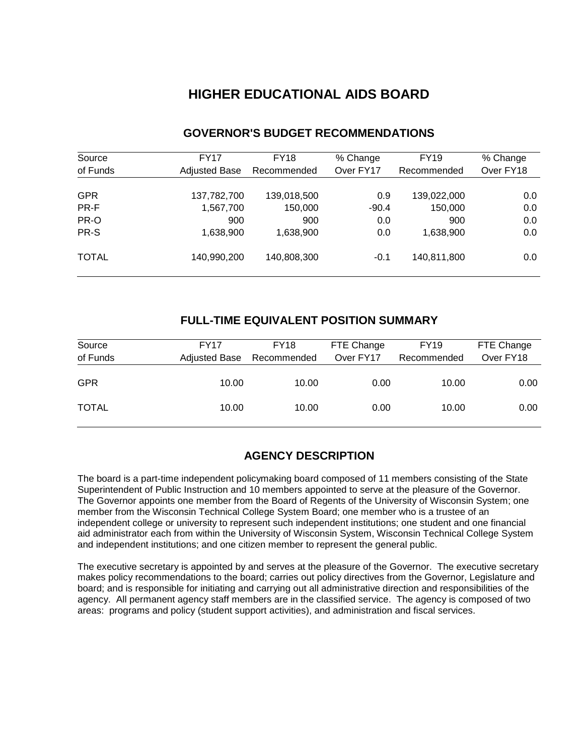# HIGHER EDUCATIONAL AIDS BOARD

## GOVERNOR'S BUDGET RECOMMENDATIONS

| Source of Funds | FY17 Adjusted Base | FY18 Recommended | % Change Over FY17 | FY19 Recommended | % Change Over FY18 |
|---|---|---|---|---|---|
| GPR | 137,782,700 | 139,018,500 | 0.9 | 139,022,000 | 0.0 |
| PR-F | 1,567,700 | 150,000 | -90.4 | 150,000 | 0.0 |
| PR-O | 900 | 900 | 0.0 | 900 | 0.0 |
| PR-S | 1,638,900 | 1,638,900 | 0.0 | 1,638,900 | 0.0 |
| TOTAL | 140,990,200 | 140,808,300 | -0.1 | 140,811,800 | 0.0 |

## FULL-TIME EQUIVALENT POSITION SUMMARY

| Source of Funds | FY17 Adjusted Base | FY18 Recommended | FTE Change Over FY17 | FY19 Recommended | FTE Change Over FY18 |
|---|---|---|---|---|---|
| GPR | 10.00 | 10.00 | 0.00 | 10.00 | 0.00 |
| TOTAL | 10.00 | 10.00 | 0.00 | 10.00 | 0.00 |

## AGENCY DESCRIPTION

The board is a part-time independent policymaking board composed of 11 members consisting of the State Superintendent of Public Instruction and 10 members appointed to serve at the pleasure of the Governor. The Governor appoints one member from the Board of Regents of the University of Wisconsin System; one member from the Wisconsin Technical College System Board; one member who is a trustee of an independent college or university to represent such independent institutions; one student and one financial aid administrator each from within the University of Wisconsin System, Wisconsin Technical College System and independent institutions; and one citizen member to represent the general public.

The executive secretary is appointed by and serves at the pleasure of the Governor. The executive secretary makes policy recommendations to the board; carries out policy directives from the Governor, Legislature and board; and is responsible for initiating and carrying out all administrative direction and responsibilities of the agency. All permanent agency staff members are in the classified service. The agency is composed of two areas: programs and policy (student support activities), and administration and fiscal services.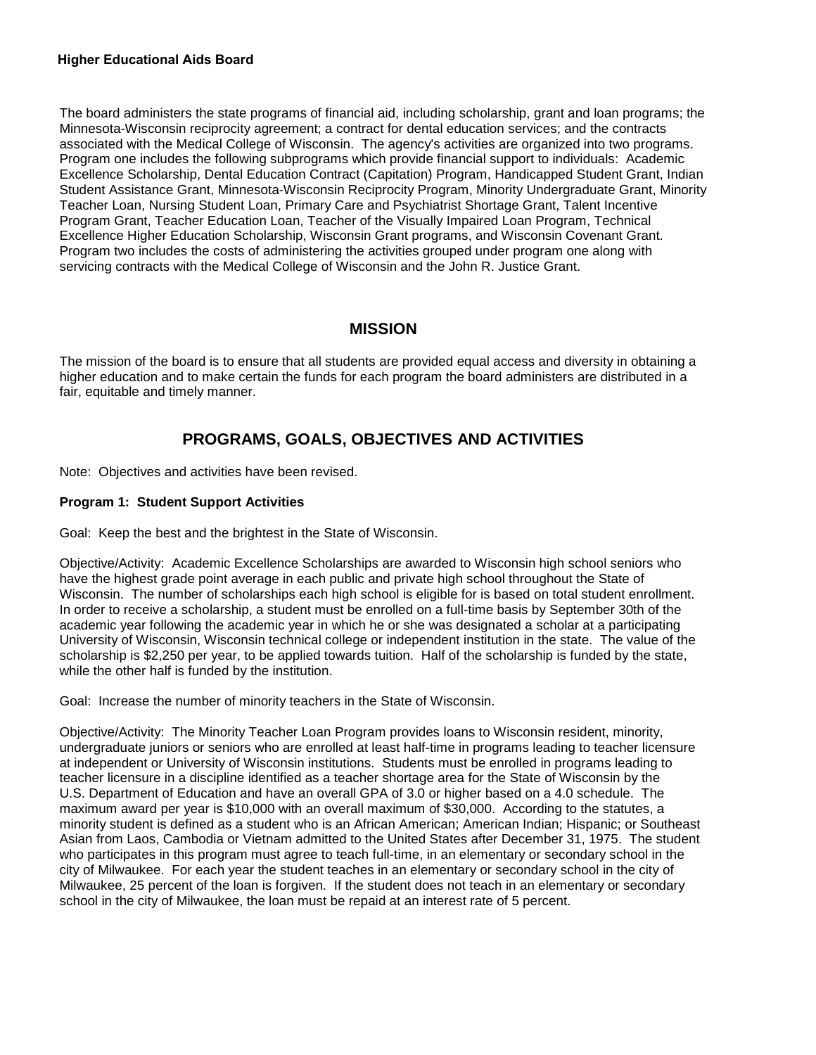**Higher Educational Aids Board**

The board administers the state programs of financial aid, including scholarship, grant and loan programs; the Minnesota-Wisconsin reciprocity agreement; a contract for dental education services; and the contracts associated with the Medical College of Wisconsin. The agency's activities are organized into two programs. Program one includes the following subprograms which provide financial support to individuals: Academic Excellence Scholarship, Dental Education Contract (Capitation) Program, Handicapped Student Grant, Indian Student Assistance Grant, Minnesota-Wisconsin Reciprocity Program, Minority Undergraduate Grant, Minority Teacher Loan, Nursing Student Loan, Primary Care and Psychiatrist Shortage Grant, Talent Incentive Program Grant, Teacher Education Loan, Teacher of the Visually Impaired Loan Program, Technical Excellence Higher Education Scholarship, Wisconsin Grant programs, and Wisconsin Covenant Grant. Program two includes the costs of administering the activities grouped under program one along with servicing contracts with the Medical College of Wisconsin and the John R. Justice Grant.

## MISSION

The mission of the board is to ensure that all students are provided equal access and diversity in obtaining a higher education and to make certain the funds for each program the board administers are distributed in a fair, equitable and timely manner.

## PROGRAMS, GOALS, OBJECTIVES AND ACTIVITIES

Note: Objectives and activities have been revised.

**Program 1: Student Support Activities**

Goal: Keep the best and the brightest in the State of Wisconsin.

Objective/Activity: Academic Excellence Scholarships are awarded to Wisconsin high school seniors who have the highest grade point average in each public and private high school throughout the State of Wisconsin. The number of scholarships each high school is eligible for is based on total student enrollment. In order to receive a scholarship, a student must be enrolled on a full-time basis by September 30th of the academic year following the academic year in which he or she was designated a scholar at a participating University of Wisconsin, Wisconsin technical college or independent institution in the state. The value of the scholarship is $2,250 per year, to be applied towards tuition. Half of the scholarship is funded by the state, while the other half is funded by the institution.

Goal: Increase the number of minority teachers in the State of Wisconsin.

Objective/Activity: The Minority Teacher Loan Program provides loans to Wisconsin resident, minority, undergraduate juniors or seniors who are enrolled at least half-time in programs leading to teacher licensure at independent or University of Wisconsin institutions. Students must be enrolled in programs leading to teacher licensure in a discipline identified as a teacher shortage area for the State of Wisconsin by the U.S. Department of Education and have an overall GPA of 3.0 or higher based on a 4.0 schedule. The maximum award per year is $10,000 with an overall maximum of $30,000. According to the statutes, a minority student is defined as a student who is an African American; American Indian; Hispanic; or Southeast Asian from Laos, Cambodia or Vietnam admitted to the United States after December 31, 1975. The student who participates in this program must agree to teach full-time, in an elementary or secondary school in the city of Milwaukee. For each year the student teaches in an elementary or secondary school in the city of Milwaukee, 25 percent of the loan is forgiven. If the student does not teach in an elementary or secondary school in the city of Milwaukee, the loan must be repaid at an interest rate of 5 percent.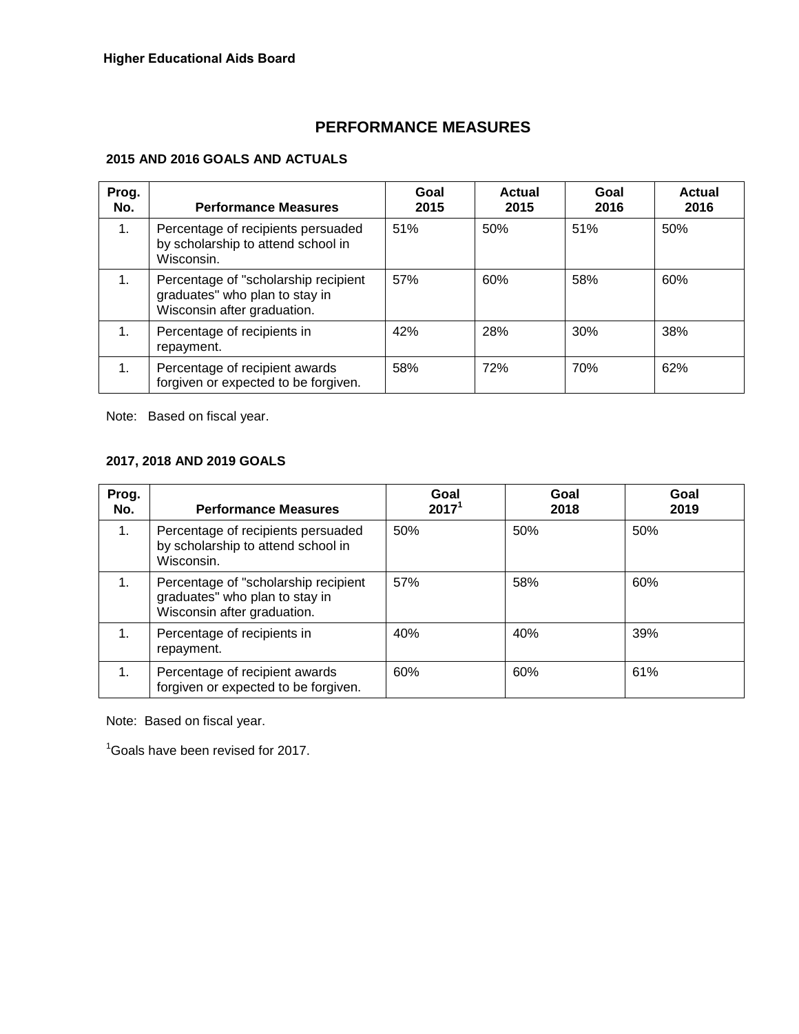**Higher Educational Aids Board**

# PERFORMANCE MEASURES

## 2015 AND 2016 GOALS AND ACTUALS

| Prog. No. | Performance Measures | Goal 2015 | Actual 2015 | Goal 2016 | Actual 2016 |
|---|---|---|---|---|---|
| 1. | Percentage of recipients persuaded by scholarship to attend school in Wisconsin. | 51% | 50% | 51% | 50% |
| 1. | Percentage of "scholarship recipient graduates" who plan to stay in Wisconsin after graduation. | 57% | 60% | 58% | 60% |
| 1. | Percentage of recipients in repayment. | 42% | 28% | 30% | 38% |
| 1. | Percentage of recipient awards forgiven or expected to be forgiven. | 58% | 72% | 70% | 62% |

Note: Based on fiscal year.

## 2017, 2018 AND 2019 GOALS

| Prog. No. | Performance Measures | Goal 2017[1] | Goal 2018 | Goal 2019 |
|---|---|---|---|---|
| 1. | Percentage of recipients persuaded by scholarship to attend school in Wisconsin. | 50% | 50% | 50% |
| 1. | Percentage of "scholarship recipient graduates" who plan to stay in Wisconsin after graduation. | 57% | 58% | 60% |
| 1. | Percentage of recipients in repayment. | 40% | 40% | 39% |
| 1. | Percentage of recipient awards forgiven or expected to be forgiven. | 60% | 60% | 61% |

Note: Based on fiscal year.

[1]Goals have been revised for 2017.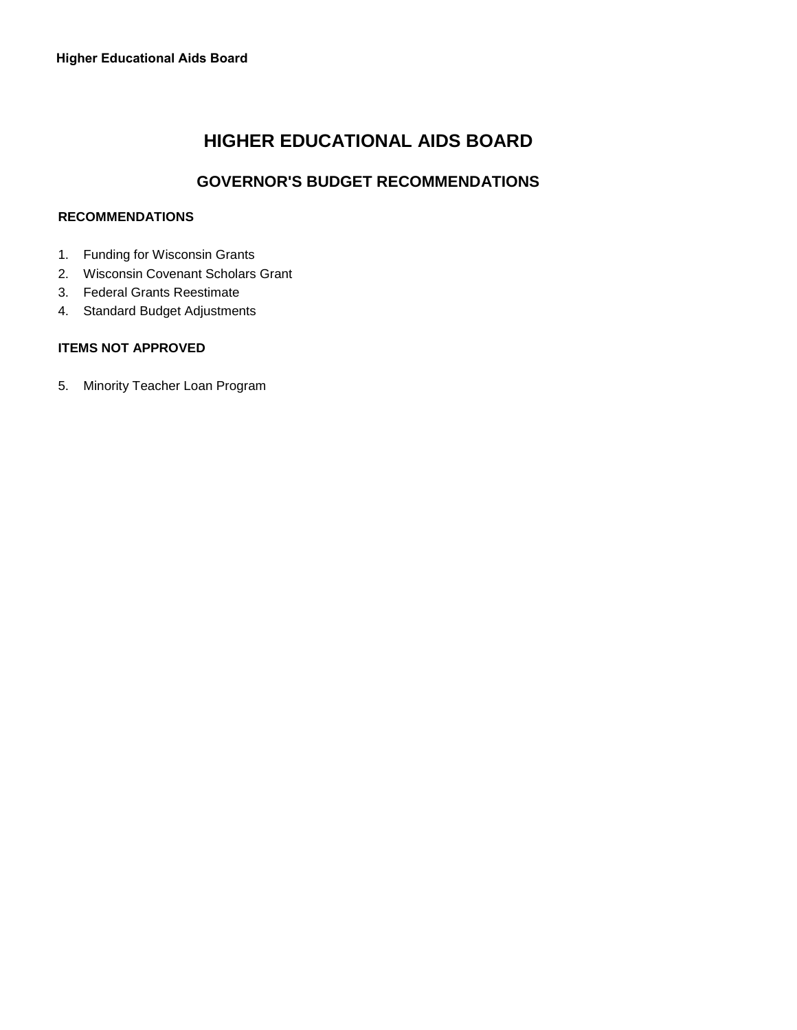# HIGHER EDUCATIONAL AIDS BOARD

## GOVERNOR'S BUDGET RECOMMENDATIONS

### RECOMMENDATIONS

1. Funding for Wisconsin Grants
2. Wisconsin Covenant Scholars Grant
3. Federal Grants Reestimate
4. Standard Budget Adjustments

### ITEMS NOT APPROVED

5. Minority Teacher Loan Program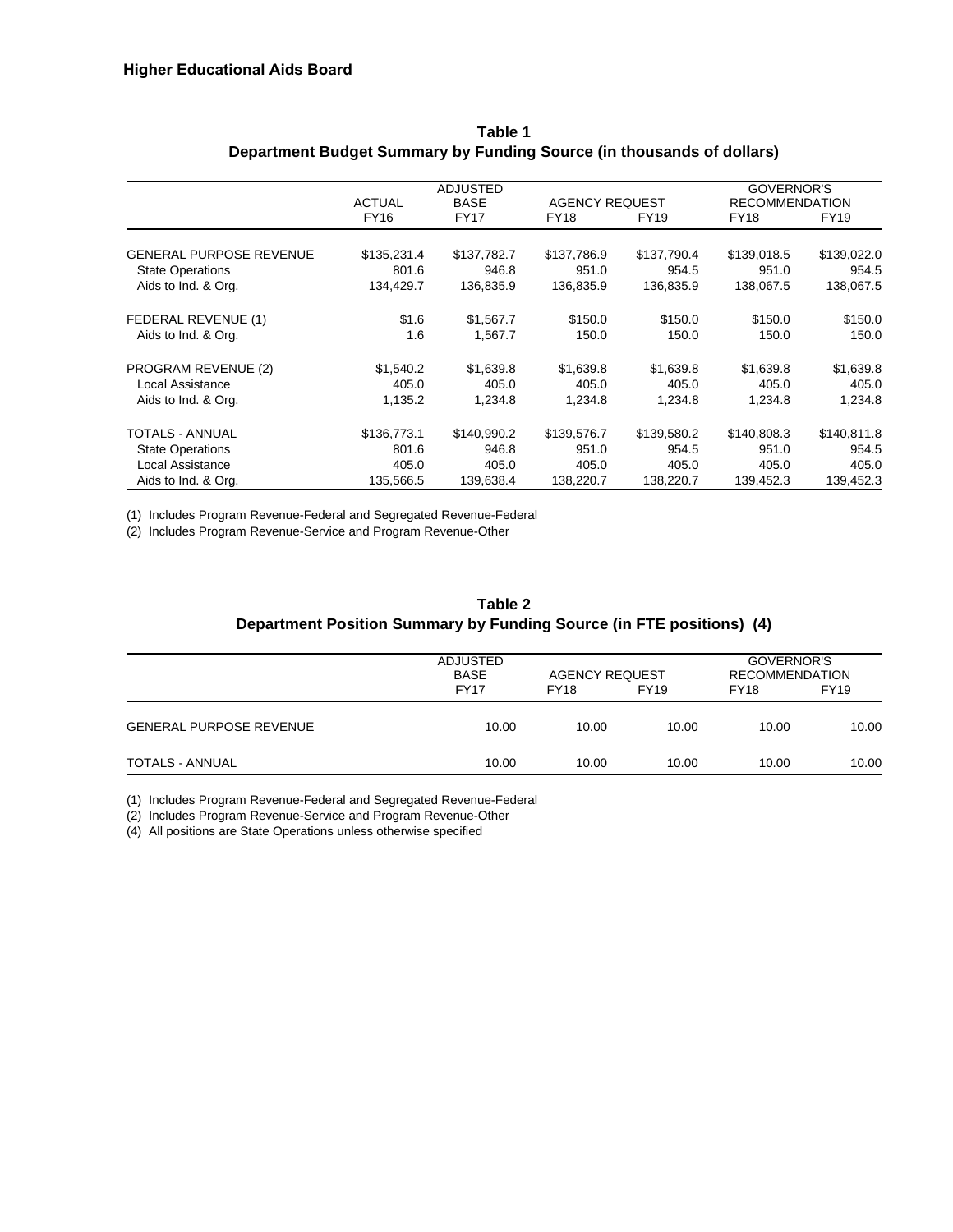**Higher Educational Aids Board**

**Table 1**
**Department Budget Summary by Funding Source (in thousands of dollars)**

| | ACTUAL | ADJUSTED BASE | AGENCY REQUEST | | GOVERNOR'S RECOMMENDATION | |
|---|---|---|---|---|---|---|
| | FY16 | FY17 | FY18 | FY19 | FY18 | FY19 |
| GENERAL PURPOSE REVENUE | $135,231.4 | $137,782.7 | $137,786.9 | $137,790.4 | $139,018.5 | $139,022.0 |
| State Operations | 801.6 | 946.8 | 951.0 | 954.5 | 951.0 | 954.5 |
| Aids to Ind. & Org. | 134,429.7 | 136,835.9 | 136,835.9 | 136,835.9 | 138,067.5 | 138,067.5 |
| FEDERAL REVENUE (1) | $1.6 | $1,567.7 | $150.0 | $150.0 | $150.0 | $150.0 |
| Aids to Ind. & Org. | 1.6 | 1,567.7 | 150.0 | 150.0 | 150.0 | 150.0 |
| PROGRAM REVENUE (2) | $1,540.2 | $1,639.8 | $1,639.8 | $1,639.8 | $1,639.8 | $1,639.8 |
| Local Assistance | 405.0 | 405.0 | 405.0 | 405.0 | 405.0 | 405.0 |
| Aids to Ind. & Org. | 1,135.2 | 1,234.8 | 1,234.8 | 1,234.8 | 1,234.8 | 1,234.8 |
| TOTALS - ANNUAL | $136,773.1 | $140,990.2 | $139,576.7 | $139,580.2 | $140,808.3 | $140,811.8 |
| State Operations | 801.6 | 946.8 | 951.0 | 954.5 | 951.0 | 954.5 |
| Local Assistance | 405.0 | 405.0 | 405.0 | 405.0 | 405.0 | 405.0 |
| Aids to Ind. & Org. | 135,566.5 | 139,638.4 | 138,220.7 | 138,220.7 | 139,452.3 | 139,452.3 |

(1) Includes Program Revenue-Federal and Segregated Revenue-Federal
(2) Includes Program Revenue-Service and Program Revenue-Other

**Table 2**
**Department Position Summary by Funding Source (in FTE positions) (4)**

| | ADJUSTED BASE | AGENCY REQUEST | | GOVERNOR'S RECOMMENDATION | |
|---|---|---|---|---|---|
| | FY17 | FY18 | FY19 | FY18 | FY19 |
| GENERAL PURPOSE REVENUE | 10.00 | 10.00 | 10.00 | 10.00 | 10.00 |
| TOTALS - ANNUAL | 10.00 | 10.00 | 10.00 | 10.00 | 10.00 |

(1) Includes Program Revenue-Federal and Segregated Revenue-Federal
(2) Includes Program Revenue-Service and Program Revenue-Other
(4) All positions are State Operations unless otherwise specified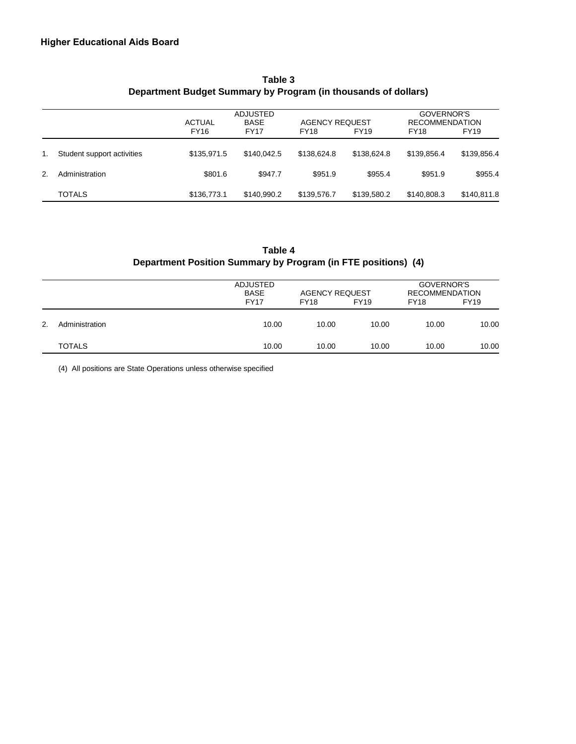## Higher Educational Aids Board

**Table 3**
**Department Budget Summary by Program (in thousands of dollars)**

| | | ACTUAL | ADJUSTED BASE | AGENCY REQUEST | | GOVERNOR'S RECOMMENDATION | |
|---|---|---|---|---|---|---|---|
| | | FY16 | FY17 | FY18 | FY19 | FY18 | FY19 |
| 1. | Student support activities | $135,971.5 | $140,042.5 | $138,624.8 | $138,624.8 | $139,856.4 | $139,856.4 |
| 2. | Administration | $801.6 | $947.7 | $951.9 | $955.4 | $951.9 | $955.4 |
| | TOTALS | $136,773.1 | $140,990.2 | $139,576.7 | $139,580.2 | $140,808.3 | $140,811.8 |

**Table 4**
**Department Position Summary by Program (in FTE positions) (4)**

| | | ADJUSTED BASE | AGENCY REQUEST | | GOVERNOR'S RECOMMENDATION | |
|---|---|---|---|---|---|---|
| | | FY17 | FY18 | FY19 | FY18 | FY19 |
| 2. | Administration | 10.00 | 10.00 | 10.00 | 10.00 | 10.00 |
| | TOTALS | 10.00 | 10.00 | 10.00 | 10.00 | 10.00 |

(4) All positions are State Operations unless otherwise specified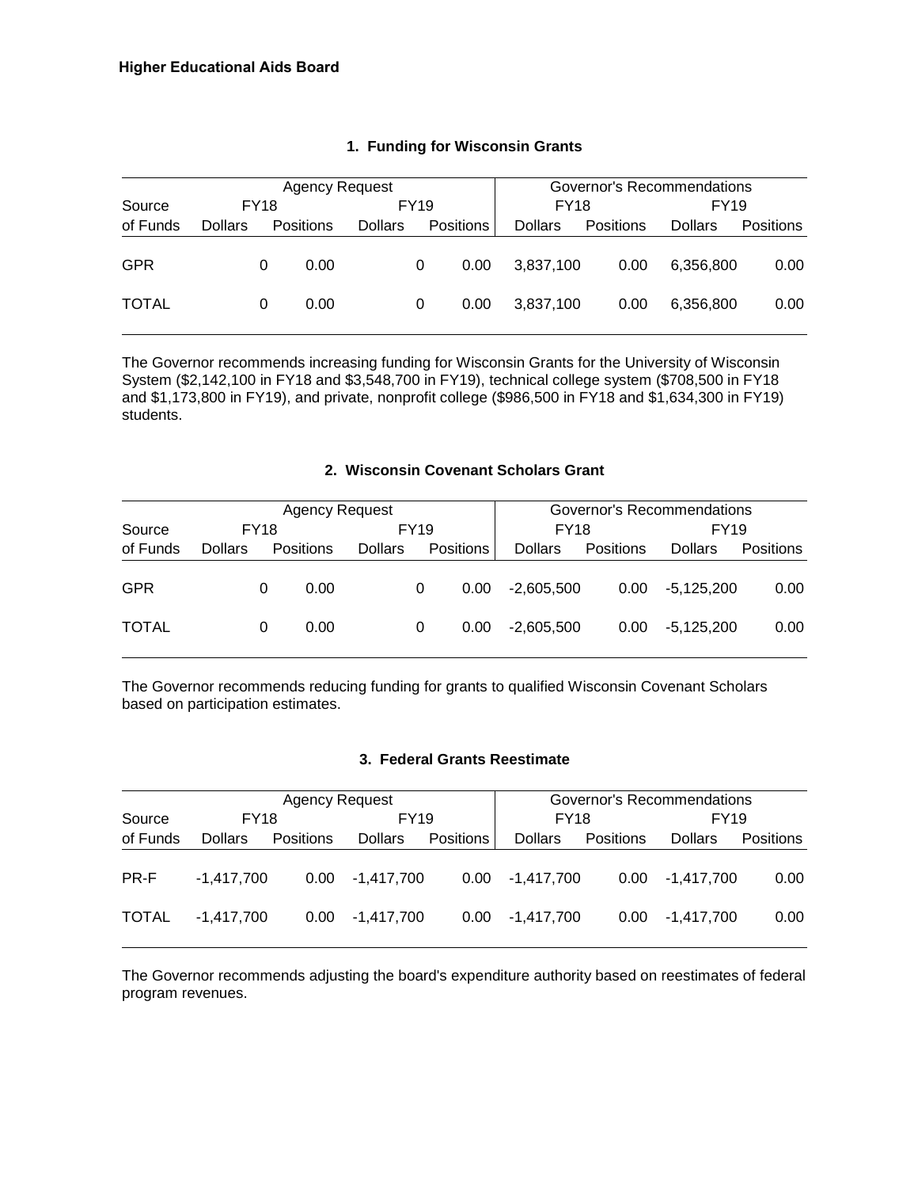**Higher Educational Aids Board**

### 1. Funding for Wisconsin Grants

| | Agency Request | | | | Governor's Recommendations | | | |
|---|---|---|---|---|---|---|---|---|
| Source | FY18 | | FY19 | | FY18 | | FY19 | |
| of Funds | Dollars | Positions | Dollars | Positions | Dollars | Positions | Dollars | Positions |
| GPR | 0 | 0.00 | 0 | 0.00 | 3,837,100 | 0.00 | 6,356,800 | 0.00 |
| TOTAL | 0 | 0.00 | 0 | 0.00 | 3,837,100 | 0.00 | 6,356,800 | 0.00 |

The Governor recommends increasing funding for Wisconsin Grants for the University of Wisconsin System ($2,142,100 in FY18 and $3,548,700 in FY19), technical college system ($708,500 in FY18 and $1,173,800 in FY19), and private, nonprofit college ($986,500 in FY18 and $1,634,300 in FY19) students.

### 2. Wisconsin Covenant Scholars Grant

| | Agency Request | | | | Governor's Recommendations | | | |
|---|---|---|---|---|---|---|---|---|
| Source | FY18 | | FY19 | | FY18 | | FY19 | |
| of Funds | Dollars | Positions | Dollars | Positions | Dollars | Positions | Dollars | Positions |
| GPR | 0 | 0.00 | 0 | 0.00 | -2,605,500 | 0.00 | -5,125,200 | 0.00 |
| TOTAL | 0 | 0.00 | 0 | 0.00 | -2,605,500 | 0.00 | -5,125,200 | 0.00 |

The Governor recommends reducing funding for grants to qualified Wisconsin Covenant Scholars based on participation estimates.

### 3. Federal Grants Reestimate

| | Agency Request | | | | Governor's Recommendations | | | |
|---|---|---|---|---|---|---|---|---|
| Source | FY18 | | FY19 | | FY18 | | FY19 | |
| of Funds | Dollars | Positions | Dollars | Positions | Dollars | Positions | Dollars | Positions |
| PR-F | -1,417,700 | 0.00 | -1,417,700 | 0.00 | -1,417,700 | 0.00 | -1,417,700 | 0.00 |
| TOTAL | -1,417,700 | 0.00 | -1,417,700 | 0.00 | -1,417,700 | 0.00 | -1,417,700 | 0.00 |

The Governor recommends adjusting the board's expenditure authority based on reestimates of federal program revenues.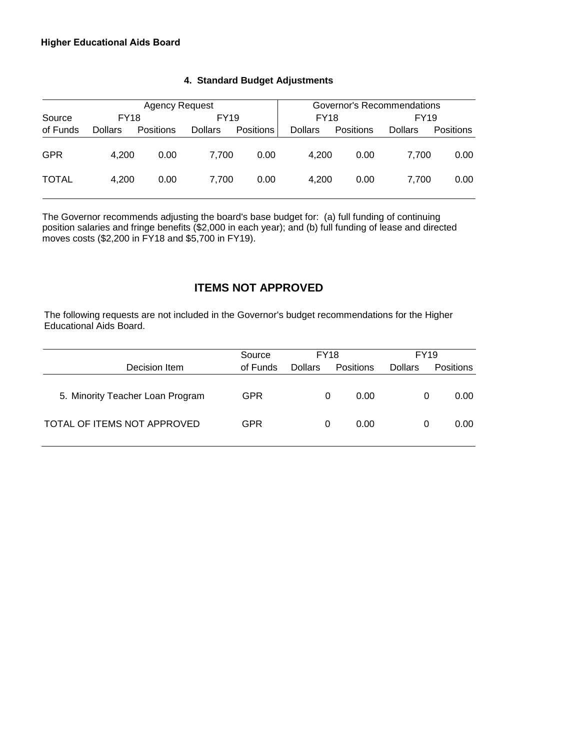**Higher Educational Aids Board**

### 4. Standard Budget Adjustments

| Source | Agency Request | | | | Governor's Recommendations | | | |
|---|---|---|---|---|---|---|---|---|
| | FY18 | | FY19 | | FY18 | | FY19 | |
| of Funds | Dollars | Positions | Dollars | Positions | Dollars | Positions | Dollars | Positions |
| GPR | 4,200 | 0.00 | 7,700 | 0.00 | 4,200 | 0.00 | 7,700 | 0.00 |
| TOTAL | 4,200 | 0.00 | 7,700 | 0.00 | 4,200 | 0.00 | 7,700 | 0.00 |

The Governor recommends adjusting the board's base budget for: (a) full funding of continuing position salaries and fringe benefits ($2,000 in each year); and (b) full funding of lease and directed moves costs ($2,200 in FY18 and $5,700 in FY19).

## ITEMS NOT APPROVED

The following requests are not included in the Governor's budget recommendations for the Higher Educational Aids Board.

| | Source | FY18 | | FY19 | |
|---|---|---|---|---|---|
| Decision Item | of Funds | Dollars | Positions | Dollars | Positions |
| 5. Minority Teacher Loan Program | GPR | 0 | 0.00 | 0 | 0.00 |
| TOTAL OF ITEMS NOT APPROVED | GPR | 0 | 0.00 | 0 | 0.00 |